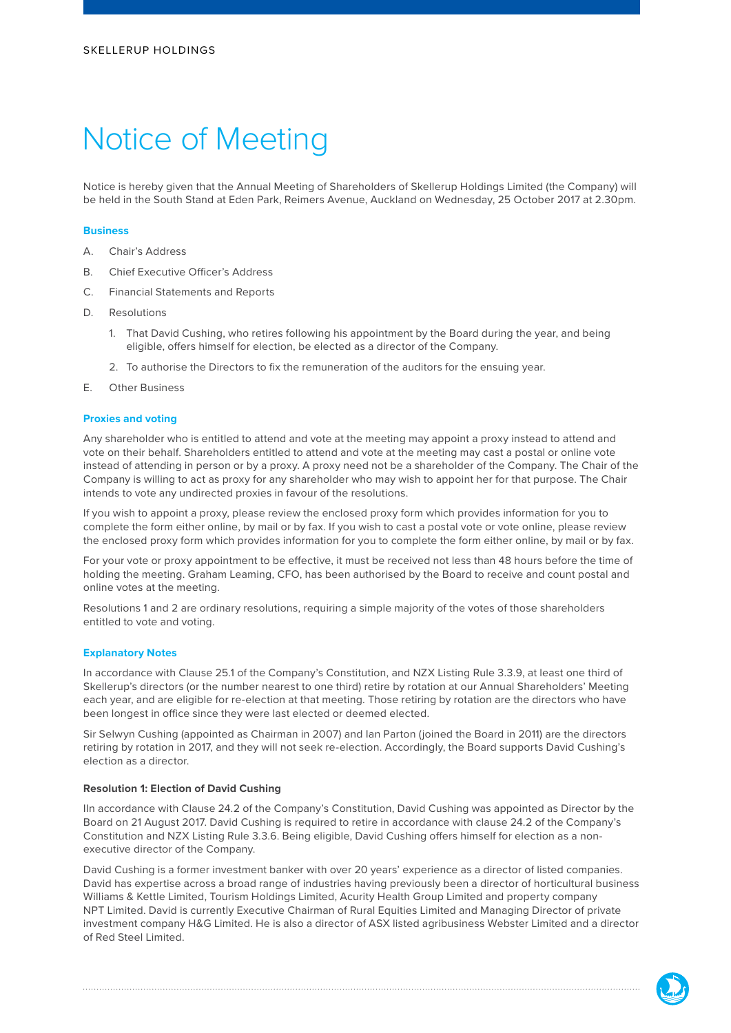# Notice of Meeting

Notice is hereby given that the Annual Meeting of Shareholders of Skellerup Holdings Limited (the Company) will be held in the South Stand at Eden Park, Reimers Avenue, Auckland on Wednesday, 25 October 2017 at 2.30pm.

### Business

A. Chair's Address

B. Chief Executive Officer's Address

C. Financial Statements and Reports

D. Resolutions

1. That David Cushing, who retires following his appointment by the Board during the year, and being eligible, offers himself for election, be elected as a director of the Company.
2. To authorise the Directors to fix the remuneration of the auditors for the ensuing year.

E. Other Business

### Proxies and voting

Any shareholder who is entitled to attend and vote at the meeting may appoint a proxy instead to attend and vote on their behalf. Shareholders entitled to attend and vote at the meeting may cast a postal or online vote instead of attending in person or by a proxy. A proxy need not be a shareholder of the Company. The Chair of the Company is willing to act as proxy for any shareholder who may wish to appoint her for that purpose. The Chair intends to vote any undirected proxies in favour of the resolutions.

If you wish to appoint a proxy, please review the enclosed proxy form which provides information for you to complete the form either online, by mail or by fax. If you wish to cast a postal vote or vote online, please review the enclosed proxy form which provides information for you to complete the form either online, by mail or by fax.

For your vote or proxy appointment to be effective, it must be received not less than 48 hours before the time of holding the meeting. Graham Leaming, CFO, has been authorised by the Board to receive and count postal and online votes at the meeting.

Resolutions 1 and 2 are ordinary resolutions, requiring a simple majority of the votes of those shareholders entitled to vote and voting.

### Explanatory Notes

In accordance with Clause 25.1 of the Company's Constitution, and NZX Listing Rule 3.3.9, at least one third of Skellerup's directors (or the number nearest to one third) retire by rotation at our Annual Shareholders' Meeting each year, and are eligible for re-election at that meeting. Those retiring by rotation are the directors who have been longest in office since they were last elected or deemed elected.

Sir Selwyn Cushing (appointed as Chairman in 2007) and Ian Parton (joined the Board in 2011) are the directors retiring by rotation in 2017, and they will not seek re-election. Accordingly, the Board supports David Cushing's election as a director.

#### Resolution 1: Election of David Cushing

IIn accordance with Clause 24.2 of the Company's Constitution, David Cushing was appointed as Director by the Board on 21 August 2017. David Cushing is required to retire in accordance with clause 24.2 of the Company's Constitution and NZX Listing Rule 3.3.6. Being eligible, David Cushing offers himself for election as a non-executive director of the Company.

David Cushing is a former investment banker with over 20 years' experience as a director of listed companies. David has expertise across a broad range of industries having previously been a director of horticultural business Williams & Kettle Limited, Tourism Holdings Limited, Acurity Health Group Limited and property company NPT Limited. David is currently Executive Chairman of Rural Equities Limited and Managing Director of private investment company H&G Limited. He is also a director of ASX listed agribusiness Webster Limited and a director of Red Steel Limited.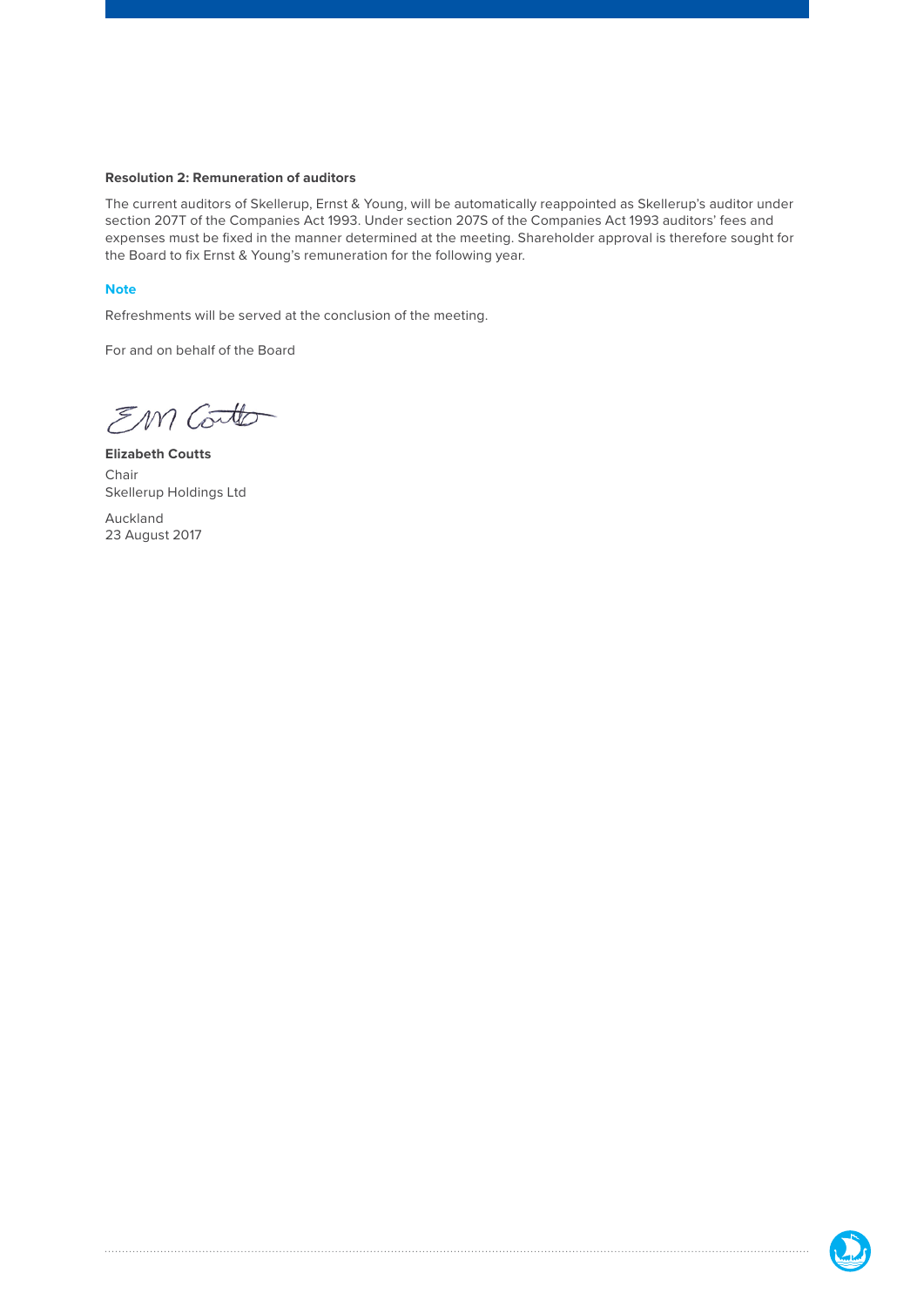**Resolution 2: Remuneration of auditors**

The current auditors of Skellerup, Ernst & Young, will be automatically reappointed as Skellerup's auditor under section 207T of the Companies Act 1993. Under section 207S of the Companies Act 1993 auditors' fees and expenses must be fixed in the manner determined at the meeting. Shareholder approval is therefore sought for the Board to fix Ernst & Young's remuneration for the following year.

**Note**

Refreshments will be served at the conclusion of the meeting.

For and on behalf of the Board

**Elizabeth Coutts**
Chair
Skellerup Holdings Ltd

Auckland
23 August 2017